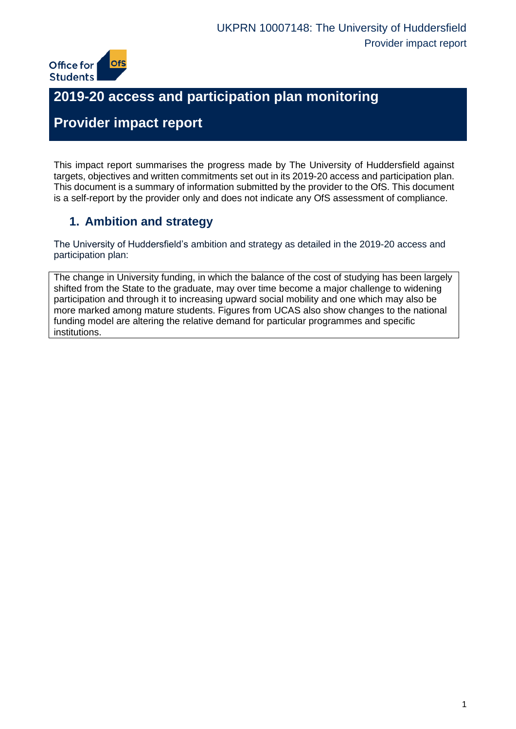# 2019-20 access and participation plan monitoring

# Provider impact report

This impact report summarises the progress made by The University of Huddersfield against targets, objectives and written commitments set out in its 2019-20 access and participation plan. This document is a summary of information submitted by the provider to the OfS. This document is a self-report by the provider only and does not indicate any OfS assessment of compliance.

## 1. Ambition and strategy

The University of Huddersfield's ambition and strategy as detailed in the 2019-20 access and participation plan:

> The change in University funding, in which the balance of the cost of studying has been largely shifted from the State to the graduate, may over time become a major challenge to widening participation and through it to increasing upward social mobility and one which may also be more marked among mature students. Figures from UCAS also show changes to the national funding model are altering the relative demand for particular programmes and specific institutions.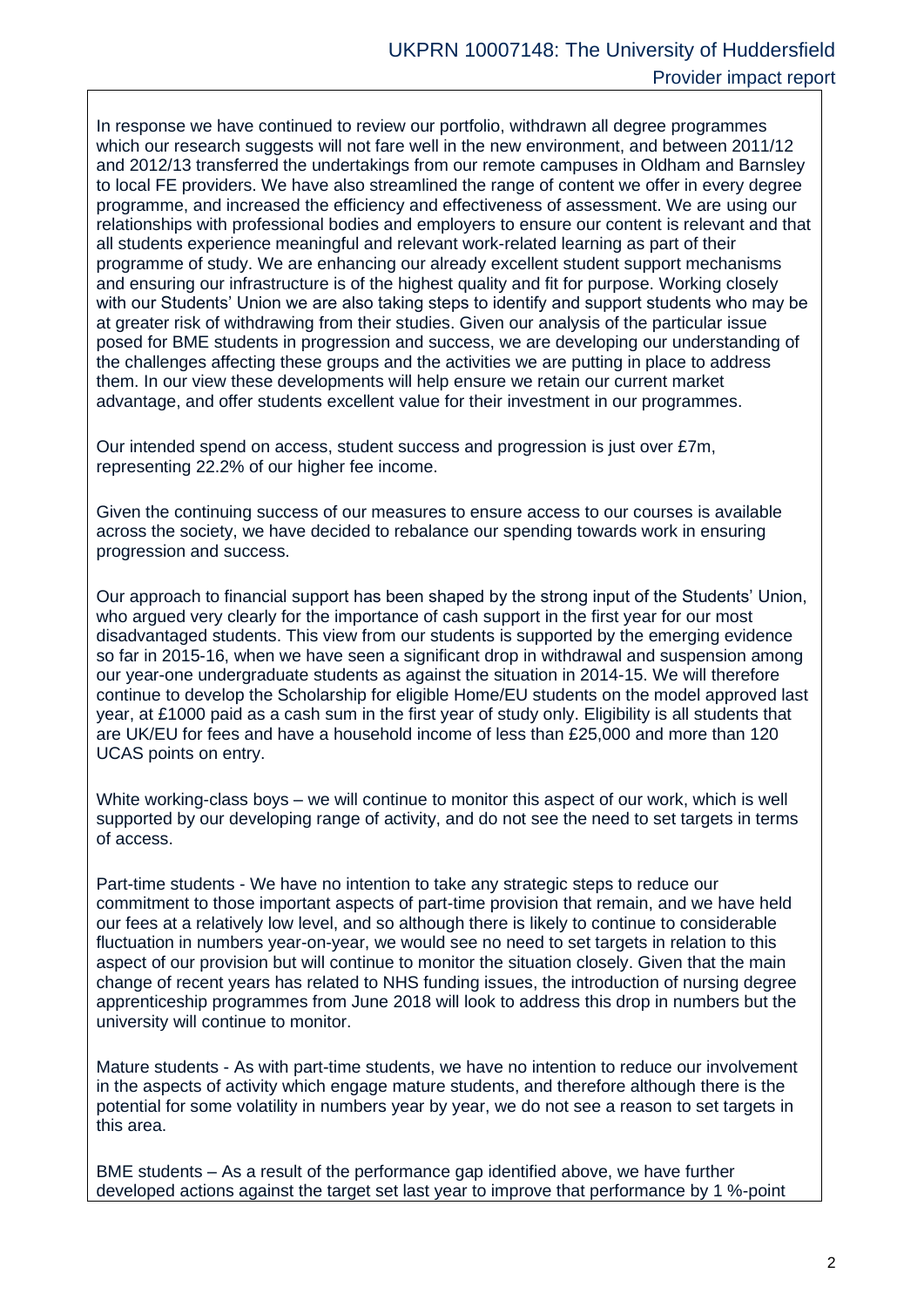In response we have continued to review our portfolio, withdrawn all degree programmes which our research suggests will not fare well in the new environment, and between 2011/12 and 2012/13 transferred the undertakings from our remote campuses in Oldham and Barnsley to local FE providers. We have also streamlined the range of content we offer in every degree programme, and increased the efficiency and effectiveness of assessment. We are using our relationships with professional bodies and employers to ensure our content is relevant and that all students experience meaningful and relevant work-related learning as part of their programme of study. We are enhancing our already excellent student support mechanisms and ensuring our infrastructure is of the highest quality and fit for purpose. Working closely with our Students' Union we are also taking steps to identify and support students who may be at greater risk of withdrawing from their studies. Given our analysis of the particular issue posed for BME students in progression and success, we are developing our understanding of the challenges affecting these groups and the activities we are putting in place to address them. In our view these developments will help ensure we retain our current market advantage, and offer students excellent value for their investment in our programmes.

Our intended spend on access, student success and progression is just over £7m, representing 22.2% of our higher fee income.

Given the continuing success of our measures to ensure access to our courses is available across the society, we have decided to rebalance our spending towards work in ensuring progression and success.

Our approach to financial support has been shaped by the strong input of the Students' Union, who argued very clearly for the importance of cash support in the first year for our most disadvantaged students. This view from our students is supported by the emerging evidence so far in 2015-16, when we have seen a significant drop in withdrawal and suspension among our year-one undergraduate students as against the situation in 2014-15. We will therefore continue to develop the Scholarship for eligible Home/EU students on the model approved last year, at £1000 paid as a cash sum in the first year of study only. Eligibility is all students that are UK/EU for fees and have a household income of less than £25,000 and more than 120 UCAS points on entry.

White working-class boys – we will continue to monitor this aspect of our work, which is well supported by our developing range of activity, and do not see the need to set targets in terms of access.

Part-time students - We have no intention to take any strategic steps to reduce our commitment to those important aspects of part-time provision that remain, and we have held our fees at a relatively low level, and so although there is likely to continue to considerable fluctuation in numbers year-on-year, we would see no need to set targets in relation to this aspect of our provision but will continue to monitor the situation closely. Given that the main change of recent years has related to NHS funding issues, the introduction of nursing degree apprenticeship programmes from June 2018 will look to address this drop in numbers but the university will continue to monitor.

Mature students - As with part-time students, we have no intention to reduce our involvement in the aspects of activity which engage mature students, and therefore although there is the potential for some volatility in numbers year by year, we do not see a reason to set targets in this area.

BME students – As a result of the performance gap identified above, we have further developed actions against the target set last year to improve that performance by 1 %-point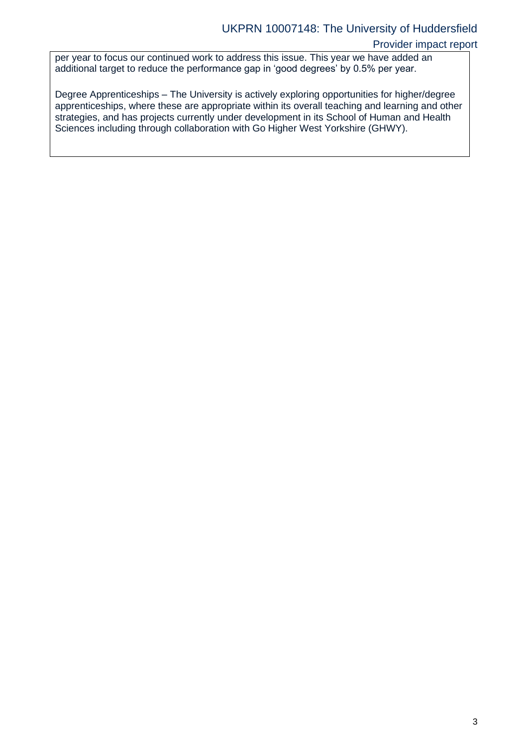per year to focus our continued work to address this issue. This year we have added an additional target to reduce the performance gap in 'good degrees' by 0.5% per year.

Degree Apprenticeships – The University is actively exploring opportunities for higher/degree apprenticeships, where these are appropriate within its overall teaching and learning and other strategies, and has projects currently under development in its School of Human and Health Sciences including through collaboration with Go Higher West Yorkshire (GHWY).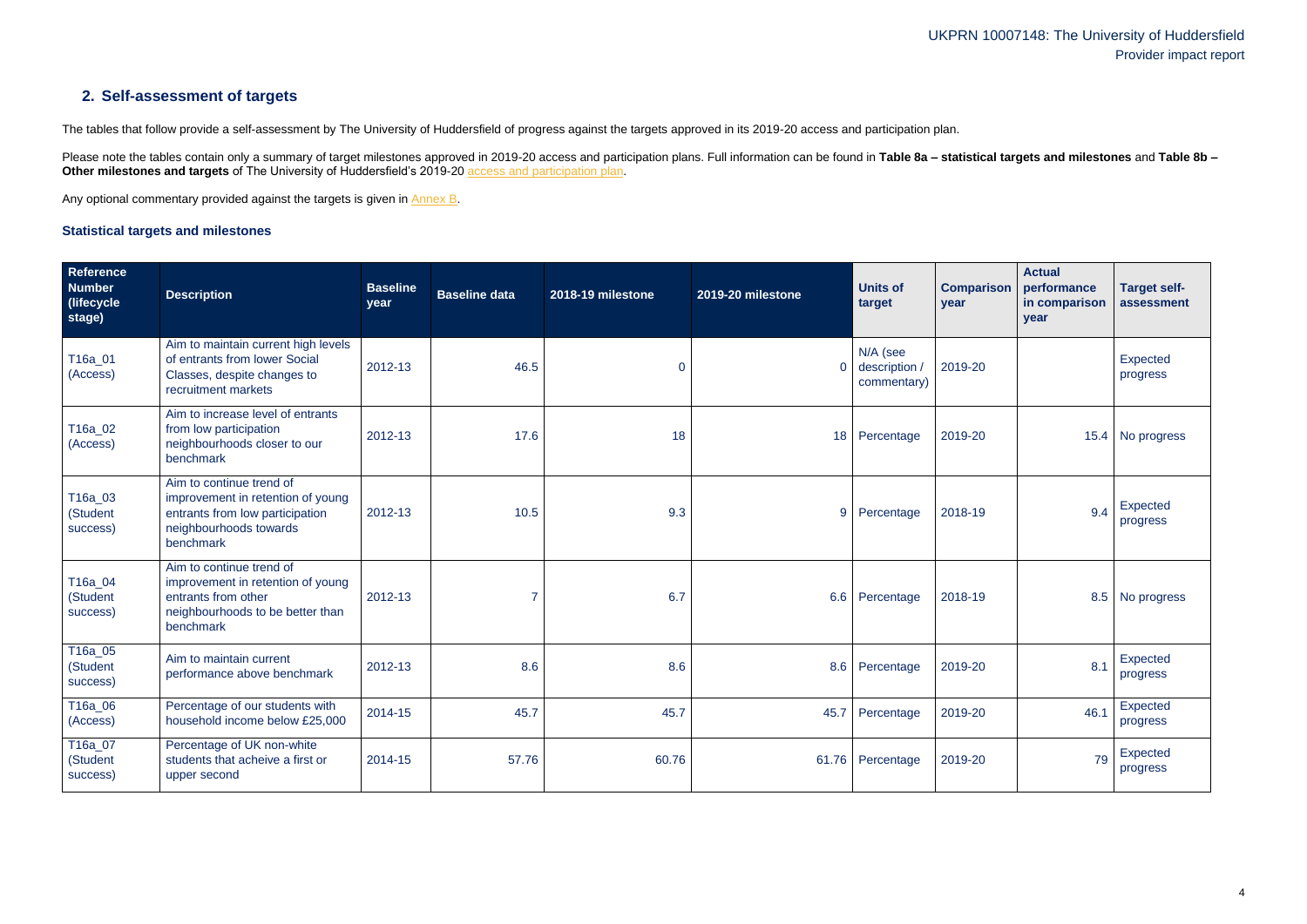## 2. Self-assessment of targets

The tables that follow provide a self-assessment by The University of Huddersfield of progress against the targets approved in its 2019-20 access and participation plan.

Please note the tables contain only a summary of target milestones approved in 2019-20 access and participation plans. Full information can be found in **Table 8a – statistical targets and milestones** and **Table 8b – Other milestones and targets** of The University of Huddersfield's 2019-20 access and participation plan.

Any optional commentary provided against the targets is given in Annex B.

### Statistical targets and milestones

| Reference Number (lifecycle stage) | Description | Baseline year | Baseline data | 2018-19 milestone | 2019-20 milestone | Units of target | Comparison year | Actual performance in comparison year | Target self-assessment |
|---|---|---|---|---|---|---|---|---|---|
| T16a_01 (Access) | Aim to maintain current high levels of entrants from lower Social Classes, despite changes to recruitment markets | 2012-13 | 46.5 | 0 | 0 | N/A (see description / commentary) | 2019-20 | | Expected progress |
| T16a_02 (Access) | Aim to increase level of entrants from low participation neighbourhoods closer to our benchmark | 2012-13 | 17.6 | 18 | 18 | Percentage | 2019-20 | 15.4 | No progress |
| T16a_03 (Student success) | Aim to continue trend of improvement in retention of young entrants from low participation neighbourhoods towards benchmark | 2012-13 | 10.5 | 9.3 | 9 | Percentage | 2018-19 | 9.4 | Expected progress |
| T16a_04 (Student success) | Aim to continue trend of improvement in retention of young entrants from other neighbourhoods to be better than benchmark | 2012-13 | 7 | 6.7 | 6.6 | Percentage | 2018-19 | 8.5 | No progress |
| T16a_05 (Student success) | Aim to maintain current performance above benchmark | 2012-13 | 8.6 | 8.6 | 8.6 | Percentage | 2019-20 | 8.1 | Expected progress |
| T16a_06 (Access) | Percentage of our students with household income below £25,000 | 2014-15 | 45.7 | 45.7 | 45.7 | Percentage | 2019-20 | 46.1 | Expected progress |
| T16a_07 (Student success) | Percentage of UK non-white students that acheive a first or upper second | 2014-15 | 57.76 | 60.76 | 61.76 | Percentage | 2019-20 | 79 | Expected progress |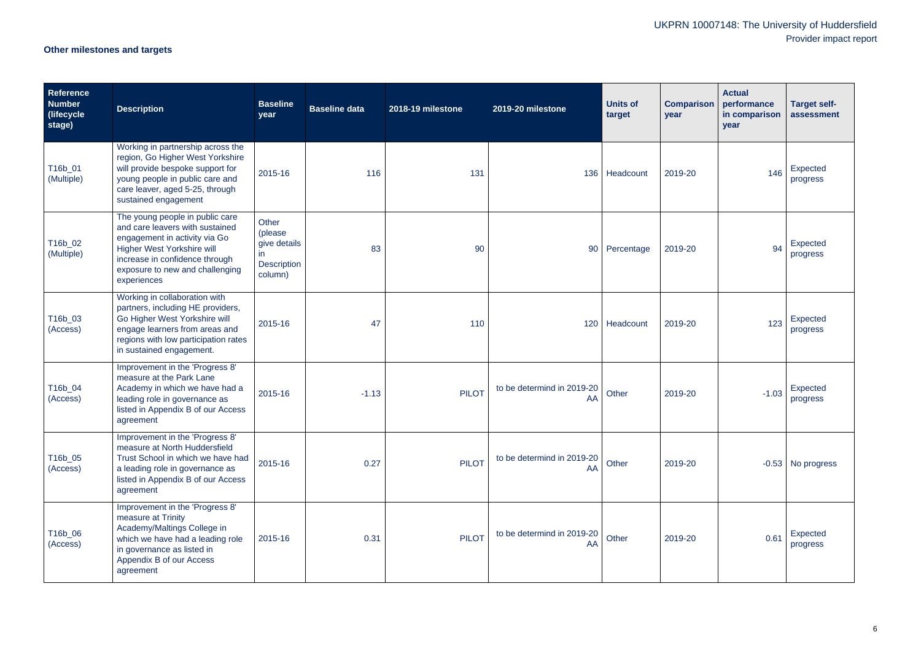**Other milestones and targets**

| Reference Number (lifecycle stage) | Description | Baseline year | Baseline data | 2018-19 milestone | 2019-20 milestone | Units of target | Comparison year | Actual performance in comparison year | Target self-assessment |
|---|---|---|---|---|---|---|---|---|---|
| T16b_01 (Multiple) | Working in partnership across the region, Go Higher West Yorkshire will provide bespoke support for young people in public care and care leaver, aged 5-25, through sustained engagement | 2015-16 | 116 | 131 | 136 | Headcount | 2019-20 | 146 | Expected progress |
| T16b_02 (Multiple) | The young people in public care and care leavers with sustained engagement in activity via Go Higher West Yorkshire will increase in confidence through exposure to new and challenging experiences | Other (please give details in Description column) | 83 | 90 | 90 | Percentage | 2019-20 | 94 | Expected progress |
| T16b_03 (Access) | Working in collaboration with partners, including HE providers, Go Higher West Yorkshire will engage learners from areas and regions with low participation rates in sustained engagement. | 2015-16 | 47 | 110 | 120 | Headcount | 2019-20 | 123 | Expected progress |
| T16b_04 (Access) | Improvement in the 'Progress 8' measure at the Park Lane Academy in which we have had a leading role in governance as listed in Appendix B of our Access agreement | 2015-16 | -1.13 | PILOT | to be determind in 2019-20 AA | Other | 2019-20 | -1.03 | Expected progress |
| T16b_05 (Access) | Improvement in the 'Progress 8' measure at North Huddersfield Trust School in which we have had a leading role in governance as listed in Appendix B of our Access agreement | 2015-16 | 0.27 | PILOT | to be determind in 2019-20 AA | Other | 2019-20 | -0.53 | No progress |
| T16b_06 (Access) | Improvement in the 'Progress 8' measure at Trinity Academy/Maltings College in which we have had a leading role in governance as listed in Appendix B of our Access agreement | 2015-16 | 0.31 | PILOT | to be determind in 2019-20 AA | Other | 2019-20 | 0.61 | Expected progress |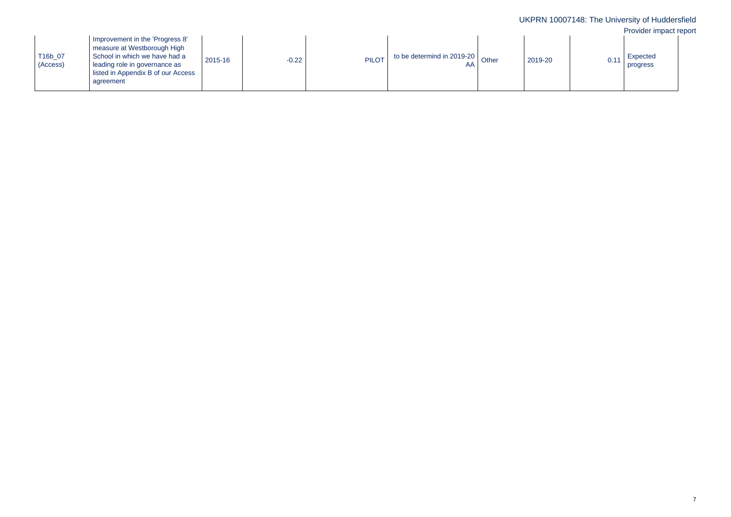| | | | | | | | | | |
|---|---|---|---|---|---|---|---|---|---|
| T16b_07 (Access) | Improvement in the 'Progress 8' measure at Westborough High School in which we have had a leading role in governance as listed in Appendix B of our Access agreement | 2015-16 | -0.22 | PILOT | to be determind in 2019-20 AA | Other | 2019-20 | 0.11 | Expected progress |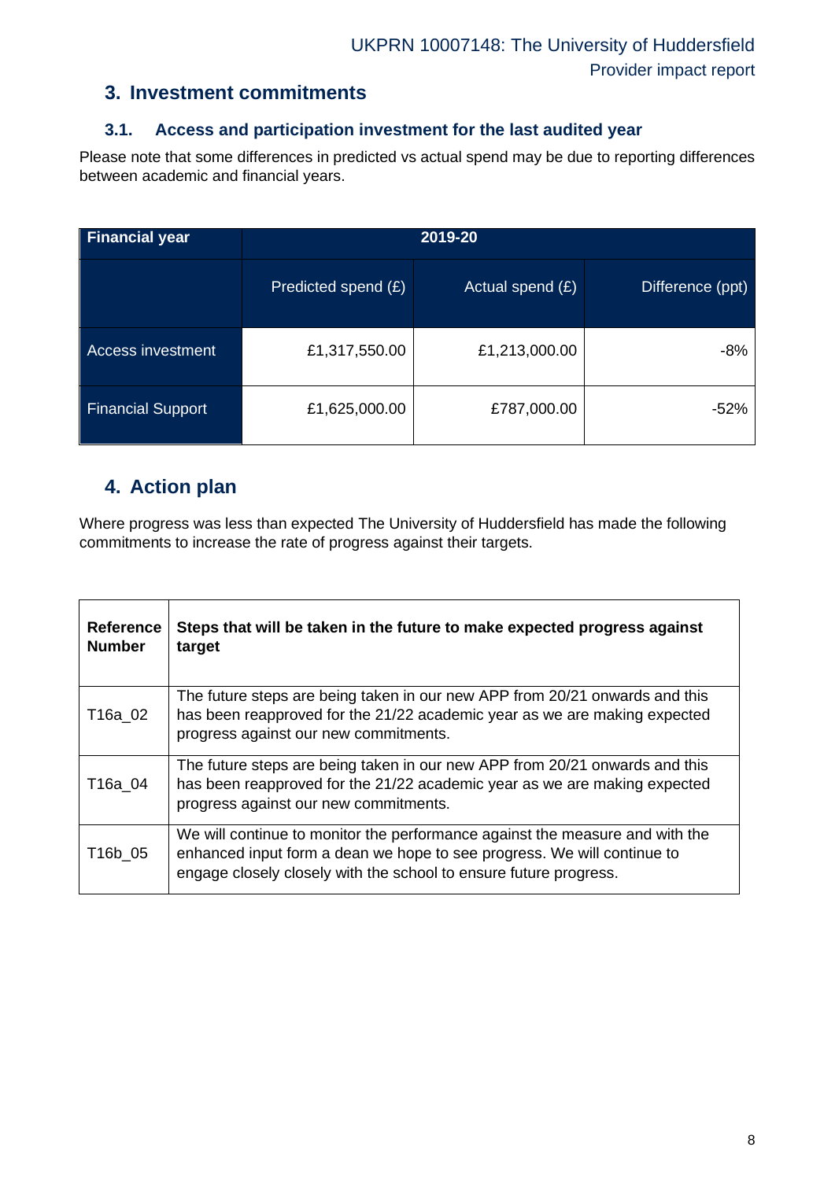## 3. Investment commitments

### 3.1. Access and participation investment for the last audited year

Please note that some differences in predicted vs actual spend may be due to reporting differences between academic and financial years.

| Financial year | 2019-20 | | |
|---|---|---|---|
| | Predicted spend (£) | Actual spend (£) | Difference (ppt) |
| Access investment | £1,317,550.00 | £1,213,000.00 | -8% |
| Financial Support | £1,625,000.00 | £787,000.00 | -52% |

## 4. Action plan

Where progress was less than expected The University of Huddersfield has made the following commitments to increase the rate of progress against their targets.

| Reference Number | Steps that will be taken in the future to make expected progress against target |
|---|---|
| T16a_02 | The future steps are being taken in our new APP from 20/21 onwards and this has been reapproved for the 21/22 academic year as we are making expected progress against our new commitments. |
| T16a_04 | The future steps are being taken in our new APP from 20/21 onwards and this has been reapproved for the 21/22 academic year as we are making expected progress against our new commitments. |
| T16b_05 | We will continue to monitor the performance against the measure and with the enhanced input form a dean we hope to see progress. We will continue to engage closely closely with the school to ensure future progress. |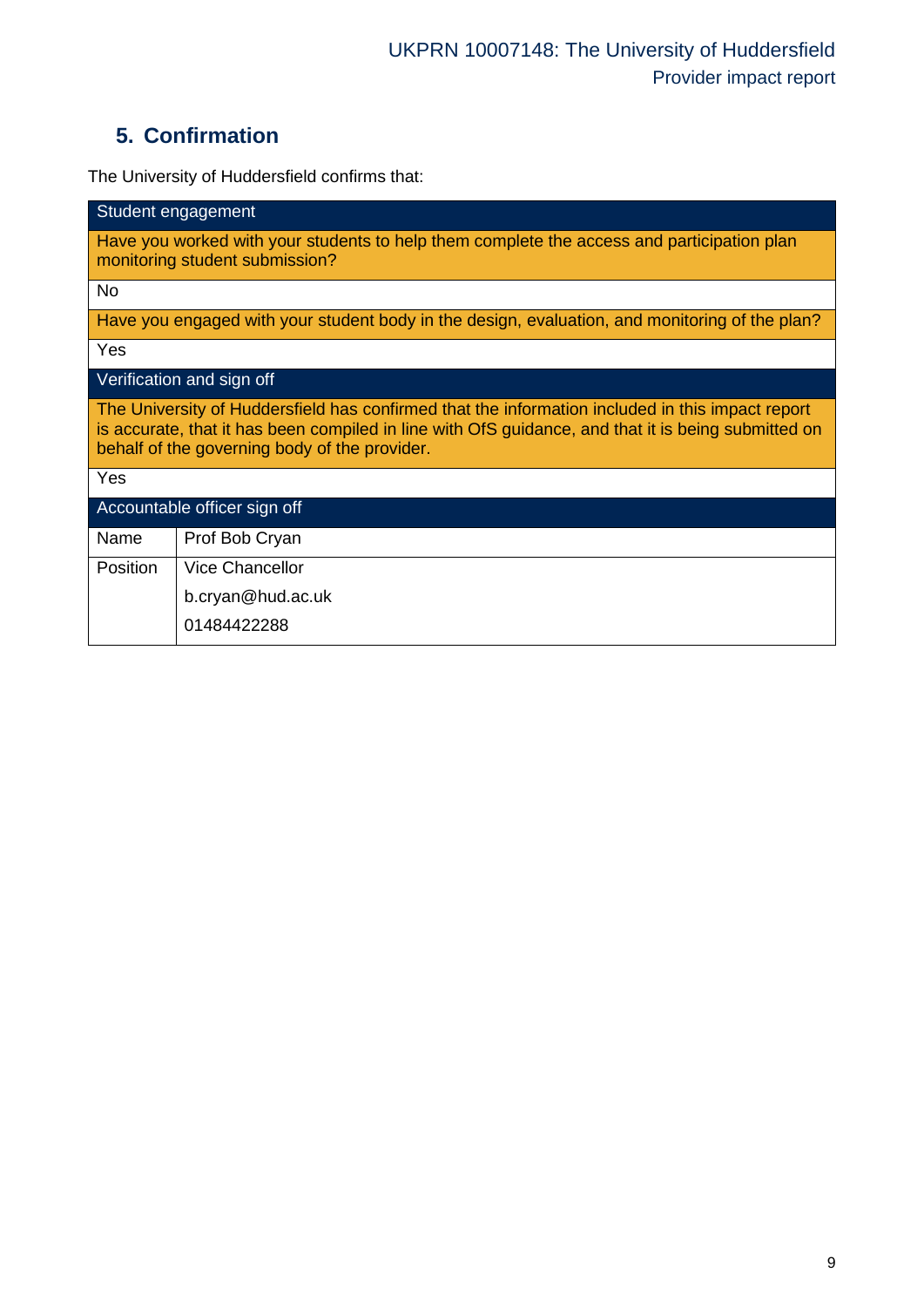## 5. Confirmation

The University of Huddersfield confirms that:

| Student engagement | |
|---|---|
| Have you worked with your students to help them complete the access and participation plan monitoring student submission? | |
| No | |
| Have you engaged with your student body in the design, evaluation, and monitoring of the plan? | |
| Yes | |
| **Verification and sign off** | |
| The University of Huddersfield has confirmed that the information included in this impact report is accurate, that it has been compiled in line with OfS guidance, and that it is being submitted on behalf of the governing body of the provider. | |
| Yes | |
| **Accountable officer sign off** | |
| Name | Prof Bob Cryan |
| Position | Vice Chancellor<br>b.cryan@hud.ac.uk<br>01484422288 |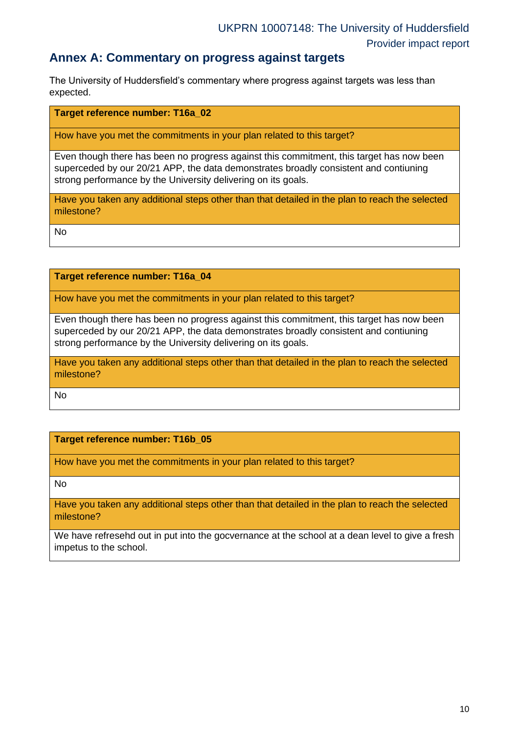## Annex A: Commentary on progress against targets

The University of Huddersfield's commentary where progress against targets was less than expected.

| **Target reference number: T16a_02** |
|---|
| How have you met the commitments in your plan related to this target? |
| Even though there has been no progress against this commitment, this target has now been superceded by our 20/21 APP, the data demonstrates broadly consistent and contiuning strong performance by the University delivering on its goals. |
| Have you taken any additional steps other than that detailed in the plan to reach the selected milestone? |
| No |

| **Target reference number: T16a_04** |
|---|
| How have you met the commitments in your plan related to this target? |
| Even though there has been no progress against this commitment, this target has now been superceded by our 20/21 APP, the data demonstrates broadly consistent and contiuning strong performance by the University delivering on its goals. |
| Have you taken any additional steps other than that detailed in the plan to reach the selected milestone? |
| No |

| **Target reference number: T16b_05** |
|---|
| How have you met the commitments in your plan related to this target? |
| No |
| Have you taken any additional steps other than that detailed in the plan to reach the selected milestone? |
| We have refresehd out in put into the gocvernance at the school at a dean level to give a fresh impetus to the school. |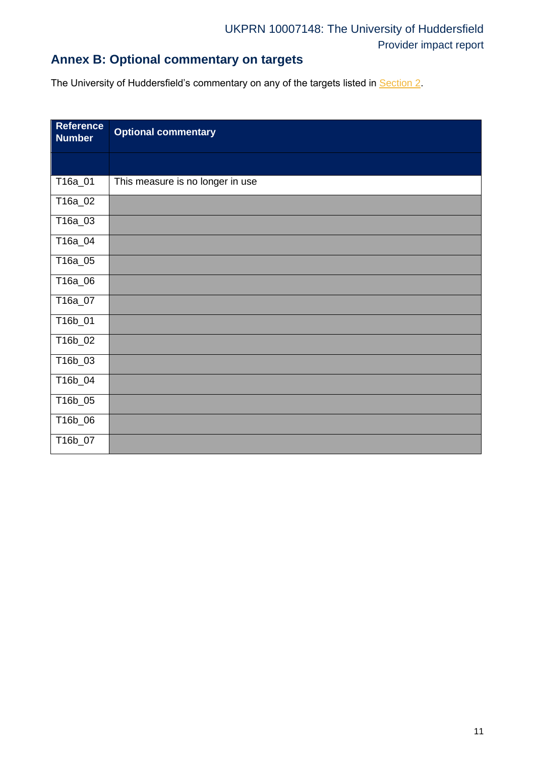## Annex B: Optional commentary on targets

The University of Huddersfield's commentary on any of the targets listed in Section 2.

| Reference Number | Optional commentary |
|---|---|
| | |
| T16a_01 | This measure is no longer in use |
| T16a_02 | |
| T16a_03 | |
| T16a_04 | |
| T16a_05 | |
| T16a_06 | |
| T16a_07 | |
| T16b_01 | |
| T16b_02 | |
| T16b_03 | |
| T16b_04 | |
| T16b_05 | |
| T16b_06 | |
| T16b_07 | |